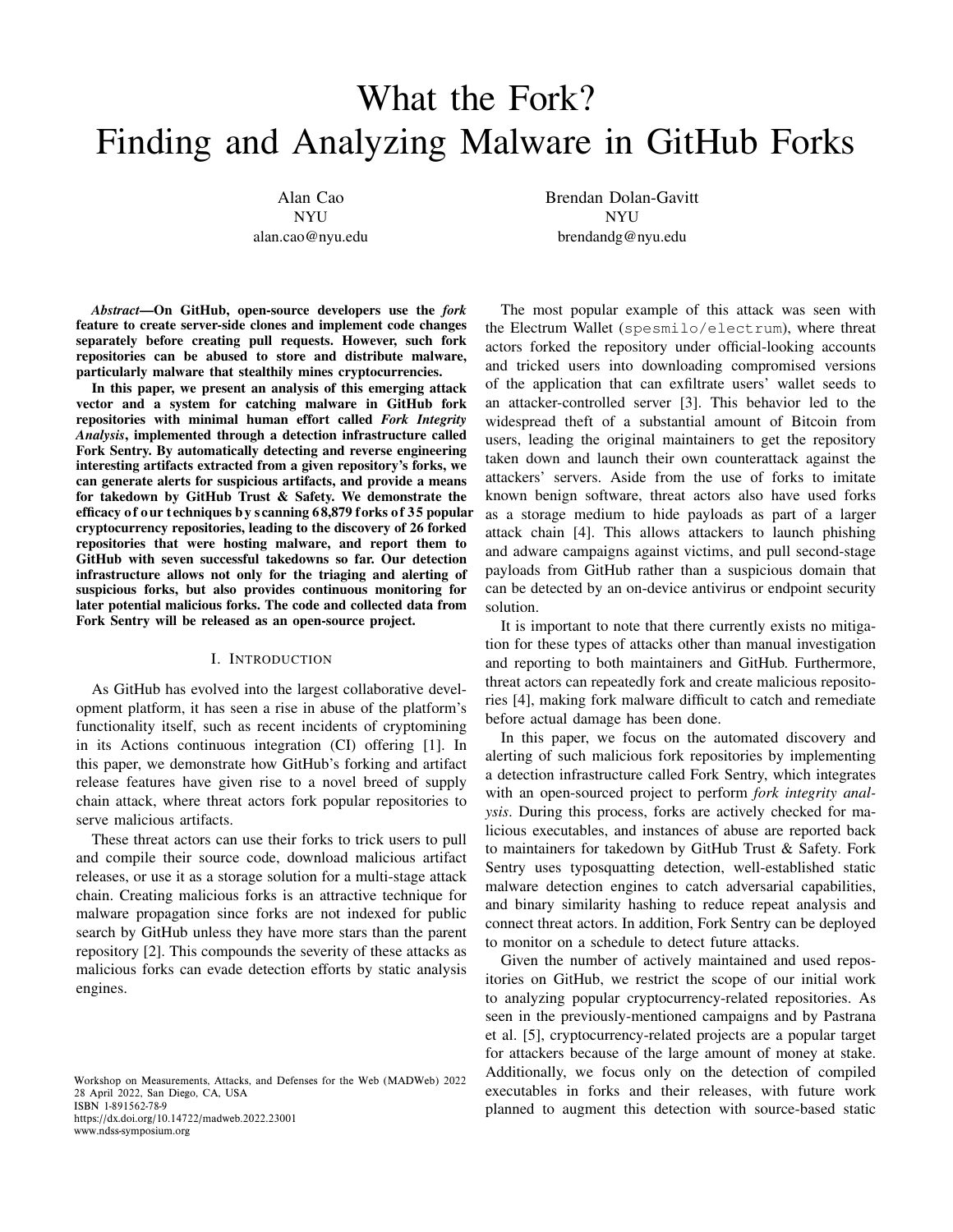# What the Fork? Finding and Analyzing Malware in GitHub Forks

Alan Cao
NYU
alan.cao@nyu.edu

Brendan Dolan-Gavitt
NYU
brendandg@nyu.edu

***Abstract*—On GitHub, open-source developers use the *fork* feature to create server-side clones and implement code changes separately before creating pull requests. However, such fork repositories can be abused to store and distribute malware, particularly malware that stealthily mines cryptocurrencies.**

**In this paper, we present an analysis of this emerging attack vector and a system for catching malware in GitHub fork repositories with minimal human effort called *Fork Integrity Analysis*, implemented through a detection infrastructure called Fork Sentry. By automatically detecting and reverse engineering interesting artifacts extracted from a given repository's forks, we can generate alerts for suspicious artifacts, and provide a means for takedown by GitHub Trust & Safety. We demonstrate the efficacy of our techniques by scanning 68,879 forks of 35 popular cryptocurrency repositories, leading to the discovery of 26 forked repositories that were hosting malware, and report them to GitHub with seven successful takedowns so far. Our detection infrastructure allows not only for the triaging and alerting of suspicious forks, but also provides continuous monitoring for later potential malicious forks. The code and collected data from Fork Sentry will be released as an open-source project.**

## I. Introduction

As GitHub has evolved into the largest collaborative development platform, it has seen a rise in abuse of the platform's functionality itself, such as recent incidents of cryptomining in its Actions continuous integration (CI) offering [1]. In this paper, we demonstrate how GitHub's forking and artifact release features have given rise to a novel breed of supply chain attack, where threat actors fork popular repositories to serve malicious artifacts.

These threat actors can use their forks to trick users to pull and compile their source code, download malicious artifact releases, or use it as a storage solution for a multi-stage attack chain. Creating malicious forks is an attractive technique for malware propagation since forks are not indexed for public search by GitHub unless they have more stars than the parent repository [2]. This compounds the severity of these attacks as malicious forks can evade detection efforts by static analysis engines.

The most popular example of this attack was seen with the Electrum Wallet (`spesmilo/electrum`), where threat actors forked the repository under official-looking accounts and tricked users into downloading compromised versions of the application that can exfiltrate users' wallet seeds to an attacker-controlled server [3]. This behavior led to the widespread theft of a substantial amount of Bitcoin from users, leading the original maintainers to get the repository taken down and launch their own counterattack against the attackers' servers. Aside from the use of forks to imitate known benign software, threat actors also have used forks as a storage medium to hide payloads as part of a larger attack chain [4]. This allows attackers to launch phishing and adware campaigns against victims, and pull second-stage payloads from GitHub rather than a suspicious domain that can be detected by an on-device antivirus or endpoint security solution.

It is important to note that there currently exists no mitigation for these types of attacks other than manual investigation and reporting to both maintainers and GitHub. Furthermore, threat actors can repeatedly fork and create malicious repositories [4], making fork malware difficult to catch and remediate before actual damage has been done.

In this paper, we focus on the automated discovery and alerting of such malicious fork repositories by implementing a detection infrastructure called Fork Sentry, which integrates with an open-sourced project to perform *fork integrity analysis*. During this process, forks are actively checked for malicious executables, and instances of abuse are reported back to maintainers for takedown by GitHub Trust & Safety. Fork Sentry uses typosquatting detection, well-established static malware detection engines to catch adversarial capabilities, and binary similarity hashing to reduce repeat analysis and connect threat actors. In addition, Fork Sentry can be deployed to monitor on a schedule to detect future attacks.

Given the number of actively maintained and used repositories on GitHub, we restrict the scope of our initial work to analyzing popular cryptocurrency-related repositories. As seen in the previously-mentioned campaigns and by Pastrana et al. [5], cryptocurrency-related projects are a popular target for attackers because of the large amount of money at stake. Additionally, we focus only on the detection of compiled executables in forks and their releases, with future work planned to augment this detection with source-based static

Workshop on Measurements, Attacks, and Defenses for the Web (MADWeb) 2022
28 April 2022, San Diego, CA, USA
ISBN 1-891562-78-9
https://dx.doi.org/10.14722/madweb.2022.23001
www.ndss-symposium.org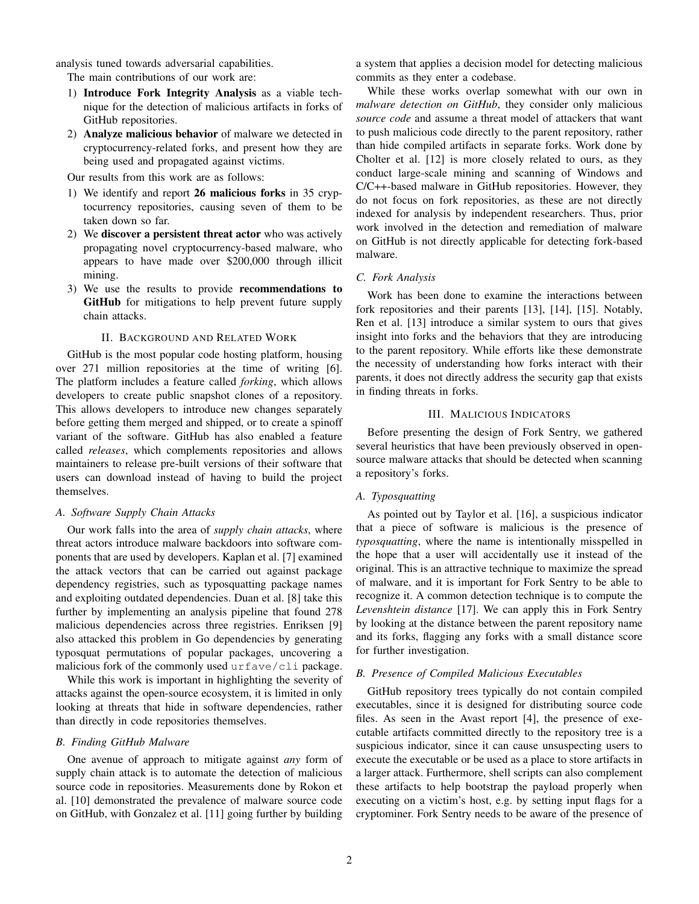analysis tuned towards adversarial capabilities.

The main contributions of our work are:

1) **Introduce Fork Integrity Analysis** as a viable technique for the detection of malicious artifacts in forks of GitHub repositories.
2) **Analyze malicious behavior** of malware we detected in cryptocurrency-related forks, and present how they are being used and propagated against victims.

Our results from this work are as follows:

1) We identify and report **26 malicious forks** in 35 cryptocurrency repositories, causing seven of them to be taken down so far.
2) We **discover a persistent threat actor** who was actively propagating novel cryptocurrency-based malware, who appears to have made over $200,000 through illicit mining.
3) We use the results to provide **recommendations to GitHub** for mitigations to help prevent future supply chain attacks.

## II. Background and Related Work

GitHub is the most popular code hosting platform, housing over 271 million repositories at the time of writing [6]. The platform includes a feature called *forking*, which allows developers to create public snapshot clones of a repository. This allows developers to introduce new changes separately before getting them merged and shipped, or to create a spinoff variant of the software. GitHub has also enabled a feature called *releases*, which complements repositories and allows maintainers to release pre-built versions of their software that users can download instead of having to build the project themselves.

### A. Software Supply Chain Attacks

Our work falls into the area of *supply chain attacks*, where threat actors introduce malware backdoors into software components that are used by developers. Kaplan et al. [7] examined the attack vectors that can be carried out against package dependency registries, such as typosquatting package names and exploiting outdated dependencies. Duan et al. [8] take this further by implementing an analysis pipeline that found 278 malicious dependencies across three registries. Enriksen [9] also attacked this problem in Go dependencies by generating typosquat permutations of popular packages, uncovering a malicious fork of the commonly used `urfave/cli` package.

While this work is important in highlighting the severity of attacks against the open-source ecosystem, it is limited in only looking at threats that hide in software dependencies, rather than directly in code repositories themselves.

### B. Finding GitHub Malware

One avenue of approach to mitigate against *any* form of supply chain attack is to automate the detection of malicious source code in repositories. Measurements done by Rokon et al. [10] demonstrated the prevalence of malware source code on GitHub, with Gonzalez et al. [11] going further by building a system that applies a decision model for detecting malicious commits as they enter a codebase.

While these works overlap somewhat with our own in *malware detection on GitHub*, they consider only malicious *source code* and assume a threat model of attackers that want to push malicious code directly to the parent repository, rather than hide compiled artifacts in separate forks. Work done by Cholter et al. [12] is more closely related to ours, as they conduct large-scale mining and scanning of Windows and C/C++-based malware in GitHub repositories. However, they do not focus on fork repositories, as these are not directly indexed for analysis by independent researchers. Thus, prior work involved in the detection and remediation of malware on GitHub is not directly applicable for detecting fork-based malware.

### C. Fork Analysis

Work has been done to examine the interactions between fork repositories and their parents [13], [14], [15]. Notably, Ren et al. [13] introduce a similar system to ours that gives insight into forks and the behaviors that they are introducing to the parent repository. While efforts like these demonstrate the necessity of understanding how forks interact with their parents, it does not directly address the security gap that exists in finding threats in forks.

## III. Malicious Indicators

Before presenting the design of Fork Sentry, we gathered several heuristics that have been previously observed in open-source malware attacks that should be detected when scanning a repository's forks.

### A. Typosquatting

As pointed out by Taylor et al. [16], a suspicious indicator that a piece of software is malicious is the presence of *typosquatting*, where the name is intentionally misspelled in the hope that a user will accidentally use it instead of the original. This is an attractive technique to maximize the spread of malware, and it is important for Fork Sentry to be able to recognize it. A common detection technique is to compute the *Levenshtein distance* [17]. We can apply this in Fork Sentry by looking at the distance between the parent repository name and its forks, flagging any forks with a small distance score for further investigation.

### B. Presence of Compiled Malicious Executables

GitHub repository trees typically do not contain compiled executables, since it is designed for distributing source code files. As seen in the Avast report [4], the presence of executable artifacts committed directly to the repository tree is a suspicious indicator, since it can cause unsuspecting users to execute the executable or be used as a place to store artifacts in a larger attack. Furthermore, shell scripts can also complement these artifacts to help bootstrap the payload properly when executing on a victim's host, e.g. by setting input flags for a cryptominer. Fork Sentry needs to be aware of the presence of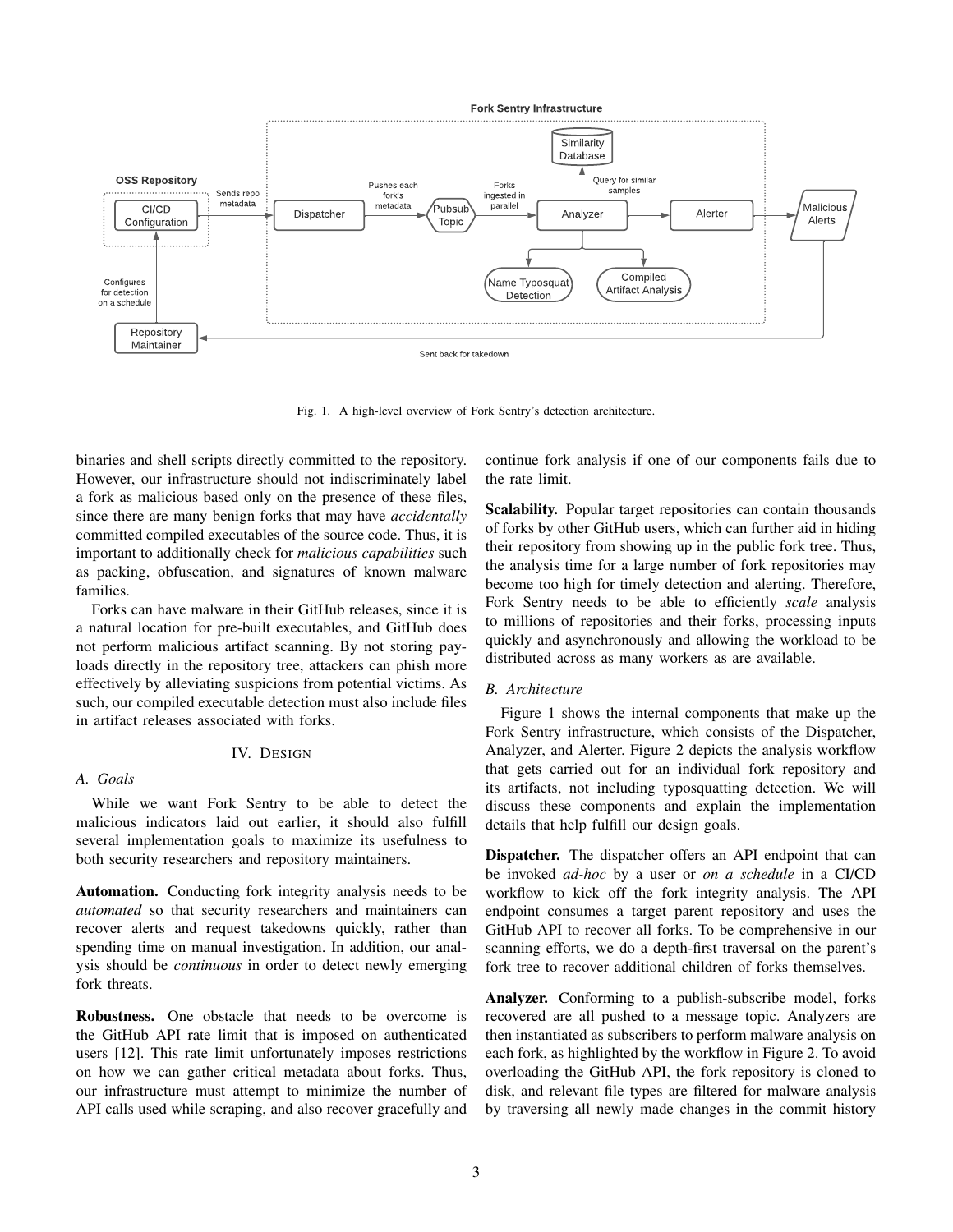Fig. 1. A high-level overview of Fork Sentry's detection architecture.

binaries and shell scripts directly committed to the repository. However, our infrastructure should not indiscriminately label a fork as malicious based only on the presence of these files, since there are many benign forks that may have *accidentally* committed compiled executables of the source code. Thus, it is important to additionally check for *malicious capabilities* such as packing, obfuscation, and signatures of known malware families.

Forks can have malware in their GitHub releases, since it is a natural location for pre-built executables, and GitHub does not perform malicious artifact scanning. By not storing payloads directly in the repository tree, attackers can phish more effectively by alleviating suspicions from potential victims. As such, our compiled executable detection must also include files in artifact releases associated with forks.

## IV. Design

### A. Goals

While we want Fork Sentry to be able to detect the malicious indicators laid out earlier, it should also fulfill several implementation goals to maximize its usefulness to both security researchers and repository maintainers.

**Automation.** Conducting fork integrity analysis needs to be *automated* so that security researchers and maintainers can recover alerts and request takedowns quickly, rather than spending time on manual investigation. In addition, our analysis should be *continuous* in order to detect newly emerging fork threats.

**Robustness.** One obstacle that needs to be overcome is the GitHub API rate limit that is imposed on authenticated users [12]. This rate limit unfortunately imposes restrictions on how we can gather critical metadata about forks. Thus, our infrastructure must attempt to minimize the number of API calls used while scraping, and also recover gracefully and continue fork analysis if one of our components fails due to the rate limit.

**Scalability.** Popular target repositories can contain thousands of forks by other GitHub users, which can further aid in hiding their repository from showing up in the public fork tree. Thus, the analysis time for a large number of fork repositories may become too high for timely detection and alerting. Therefore, Fork Sentry needs to be able to efficiently *scale* analysis to millions of repositories and their forks, processing inputs quickly and asynchronously and allowing the workload to be distributed across as many workers as are available.

### B. Architecture

Figure 1 shows the internal components that make up the Fork Sentry infrastructure, which consists of the Dispatcher, Analyzer, and Alerter. Figure 2 depicts the analysis workflow that gets carried out for an individual fork repository and its artifacts, not including typosquatting detection. We will discuss these components and explain the implementation details that help fulfill our design goals.

**Dispatcher.** The dispatcher offers an API endpoint that can be invoked *ad-hoc* by a user or *on a schedule* in a CI/CD workflow to kick off the fork integrity analysis. The API endpoint consumes a target parent repository and uses the GitHub API to recover all forks. To be comprehensive in our scanning efforts, we do a depth-first traversal on the parent's fork tree to recover additional children of forks themselves.

**Analyzer.** Conforming to a publish-subscribe model, forks recovered are all pushed to a message topic. Analyzers are then instantiated as subscribers to perform malware analysis on each fork, as highlighted by the workflow in Figure 2. To avoid overloading the GitHub API, the fork repository is cloned to disk, and relevant file types are filtered for malware analysis by traversing all newly made changes in the commit history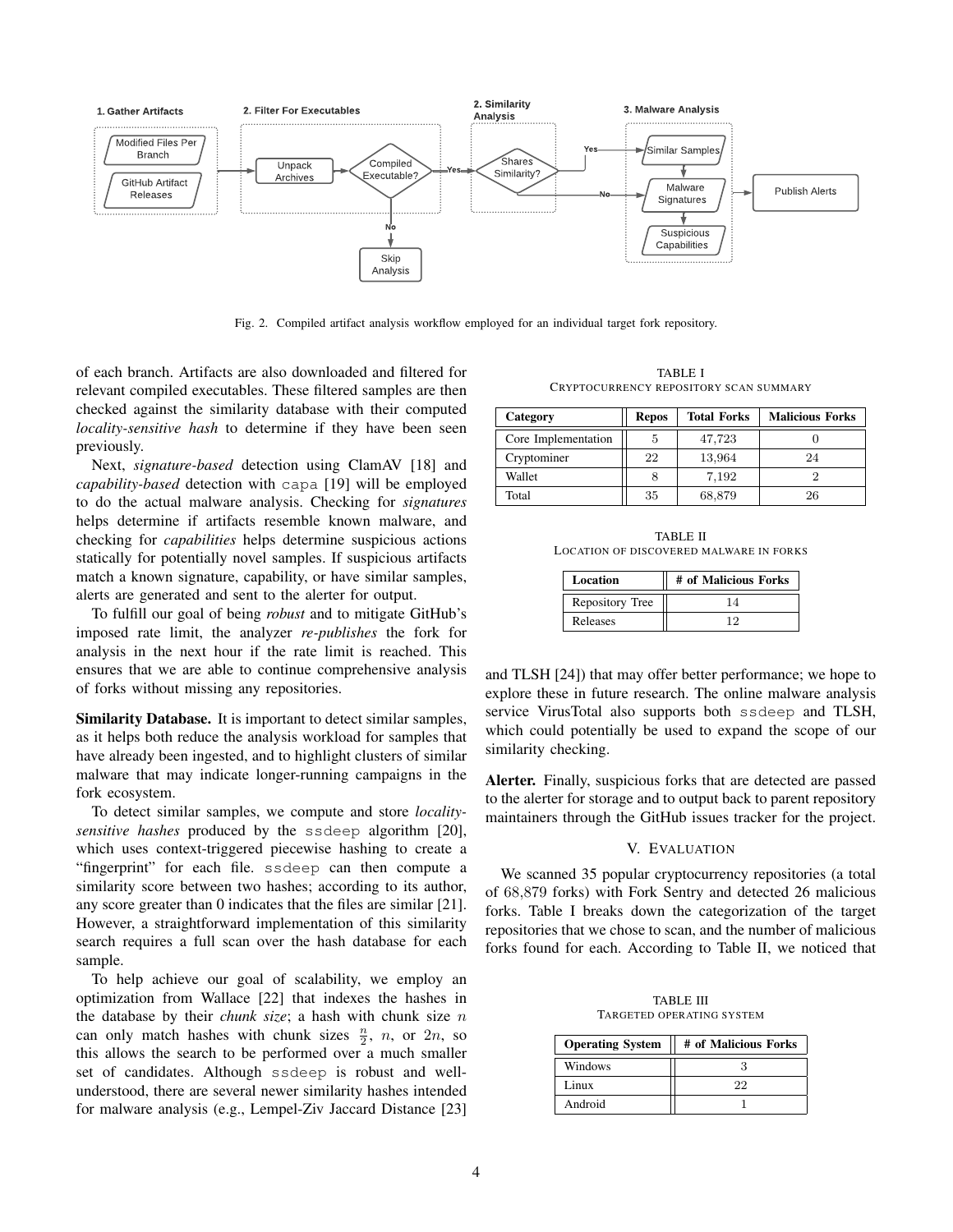Fig. 2. Compiled artifact analysis workflow employed for an individual target fork repository.

of each branch. Artifacts are also downloaded and filtered for relevant compiled executables. These filtered samples are then checked against the similarity database with their computed *locality-sensitive hash* to determine if they have been seen previously.

Next, *signature-based* detection using ClamAV [18] and *capability-based* detection with `capa` [19] will be employed to do the actual malware analysis. Checking for *signatures* helps determine if artifacts resemble known malware, and checking for *capabilities* helps determine suspicious actions statically for potentially novel samples. If suspicious artifacts match a known signature, capability, or have similar samples, alerts are generated and sent to the alerter for output.

To fulfill our goal of being *robust* and to mitigate GitHub's imposed rate limit, the analyzer *re-publishes* the fork for analysis in the next hour if the rate limit is reached. This ensures that we are able to continue comprehensive analysis of forks without missing any repositories.

**Similarity Database.** It is important to detect similar samples, as it helps both reduce the analysis workload for samples that have already been ingested, and to highlight clusters of similar malware that may indicate longer-running campaigns in the fork ecosystem.

To detect similar samples, we compute and store *locality-sensitive hashes* produced by the `ssdeep` algorithm [20], which uses context-triggered piecewise hashing to create a "fingerprint" for each file. `ssdeep` can then compute a similarity score between two hashes; according to its author, any score greater than 0 indicates that the files are similar [21]. However, a straightforward implementation of this similarity search requires a full scan over the hash database for each sample.

To help achieve our goal of scalability, we employ an optimization from Wallace [22] that indexes the hashes in the database by their *chunk size*; a hash with chunk size $n$ can only match hashes with chunk sizes $\frac{n}{2}$, $n$, or $2n$, so this allows the search to be performed over a much smaller set of candidates. Although `ssdeep` is robust and well-understood, there are several newer similarity hashes intended for malware analysis (e.g., Lempel-Ziv Jaccard Distance [23] and TLSH [24]) that may offer better performance; we hope to explore these in future research. The online malware analysis service VirusTotal also supports both `ssdeep` and TLSH, which could potentially be used to expand the scope of our similarity checking.

**Alerter.** Finally, suspicious forks that are detected are passed to the alerter for storage and to output back to parent repository maintainers through the GitHub issues tracker for the project.

## V. Evaluation

We scanned 35 popular cryptocurrency repositories (a total of 68,879 forks) with Fork Sentry and detected 26 malicious forks. Table I breaks down the categorization of the target repositories that we chose to scan, and the number of malicious forks found for each. According to Table II, we noticed that

TABLE I
Cryptocurrency repository scan summary

| Category | Repos | Total Forks | Malicious Forks |
|---|---|---|---|
| Core Implementation | 5 | 47,723 | 0 |
| Cryptominer | 22 | 13,964 | 24 |
| Wallet | 8 | 7,192 | 2 |
| Total | 35 | 68,879 | 26 |

TABLE II
Location of discovered malware in forks

| Location | # of Malicious Forks |
|---|---|
| Repository Tree | 14 |
| Releases | 12 |

TABLE III
Targeted operating system

| Operating System | # of Malicious Forks |
|---|---|
| Windows | 3 |
| Linux | 22 |
| Android | 1 |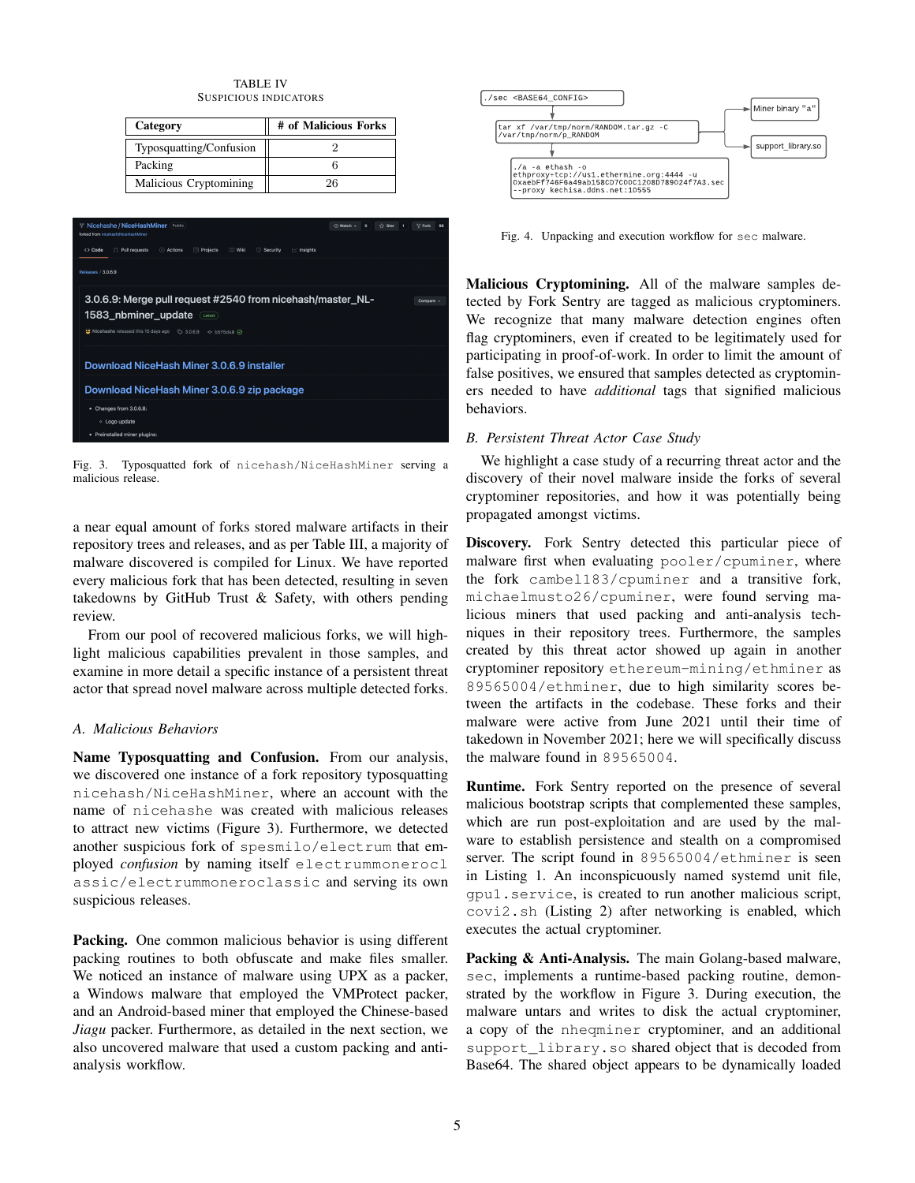TABLE IV
SUSPICIOUS INDICATORS

| Category | # of Malicious Forks |
|---|---|
| Typosquatting/Confusion | 2 |
| Packing | 6 |
| Malicious Cryptomining | 26 |

Fig. 3. Typosquatted fork of `nicehash/NiceHashMiner` serving a malicious release.

a near equal amount of forks stored malware artifacts in their repository trees and releases, and as per Table III, a majority of malware discovered is compiled for Linux. We have reported every malicious fork that has been detected, resulting in seven takedowns by GitHub Trust & Safety, with others pending review.

From our pool of recovered malicious forks, we will highlight malicious capabilities prevalent in those samples, and examine in more detail a specific instance of a persistent threat actor that spread novel malware across multiple detected forks.

## A. Malicious Behaviors

**Name Typosquatting and Confusion.** From our analysis, we discovered one instance of a fork repository typosquatting `nicehash/NiceHashMiner`, where an account with the name of `nicehashe` was created with malicious releases to attract new victims (Figure 3). Furthermore, we detected another suspicious fork of `spesmilo/electrum` that employed *confusion* by naming itself `electrummoneroclassic/electrummoneroclassic` and serving its own suspicious releases.

**Packing.** One common malicious behavior is using different packing routines to both obfuscate and make files smaller. We noticed an instance of malware using UPX as a packer, a Windows malware that employed the VMProtect packer, and an Android-based miner that employed the Chinese-based *Jiagu* packer. Furthermore, as detailed in the next section, we also uncovered malware that used a custom packing and anti-analysis workflow.

```
./sec <BASE64_CONFIG>
tar xf /var/tmp/norm/RANDOM.tar.gz -C /var/tmp/norm/p_RANDOM
    -> Miner binary "a"
    -> support_library.so
./a -a ethash -o ethproxy+tcp://us1.ethermine.org:4444 -u 0xaebFf746F6a49ab158CD7C00C1208D789024f7A3.sec --proxy kechisa.ddns.net:10555
```

Fig. 4. Unpacking and execution workflow for `sec` malware.

**Malicious Cryptomining.** All of the malware samples detected by Fork Sentry are tagged as malicious cryptominers. We recognize that many malware detection engines often flag cryptominers, even if created to be legitimately used for participating in proof-of-work. In order to limit the amount of false positives, we ensured that samples detected as cryptominers needed to have *additional* tags that signified malicious behaviors.

## B. Persistent Threat Actor Case Study

We highlight a case study of a recurring threat actor and the discovery of their novel malware inside the forks of several cryptominer repositories, and how it was potentially being propagated amongst victims.

**Discovery.** Fork Sentry detected this particular piece of malware first when evaluating `pooler/cpuminer`, where the fork `cambell183/cpuminer` and a transitive fork, `michaelmusto26/cpuminer`, were found serving malicious miners that used packing and anti-analysis techniques in their repository trees. Furthermore, the samples created by this threat actor showed up again in another cryptominer repository `ethereum-mining/ethminer` as `89565004/ethminer`, due to high similarity scores between the artifacts in the codebase. These forks and their malware were active from June 2021 until their time of takedown in November 2021; here we will specifically discuss the malware found in `89565004`.

**Runtime.** Fork Sentry reported on the presence of several malicious bootstrap scripts that complemented these samples, which are run post-exploitation and are used by the malware to establish persistence and stealth on a compromised server. The script found in `89565004/ethminer` is seen in Listing 1. An inconspicuously named systemd unit file, `gpu1.service`, is created to run another malicious script, `covi2.sh` (Listing 2) after networking is enabled, which executes the actual cryptominer.

**Packing & Anti-Analysis.** The main Golang-based malware, `sec`, implements a runtime-based packing routine, demonstrated by the workflow in Figure 3. During execution, the malware untars and writes to disk the actual cryptominer, a copy of the `nheqminer` cryptominer, and an additional `support_library.so` shared object that is decoded from Base64. The shared object appears to be dynamically loaded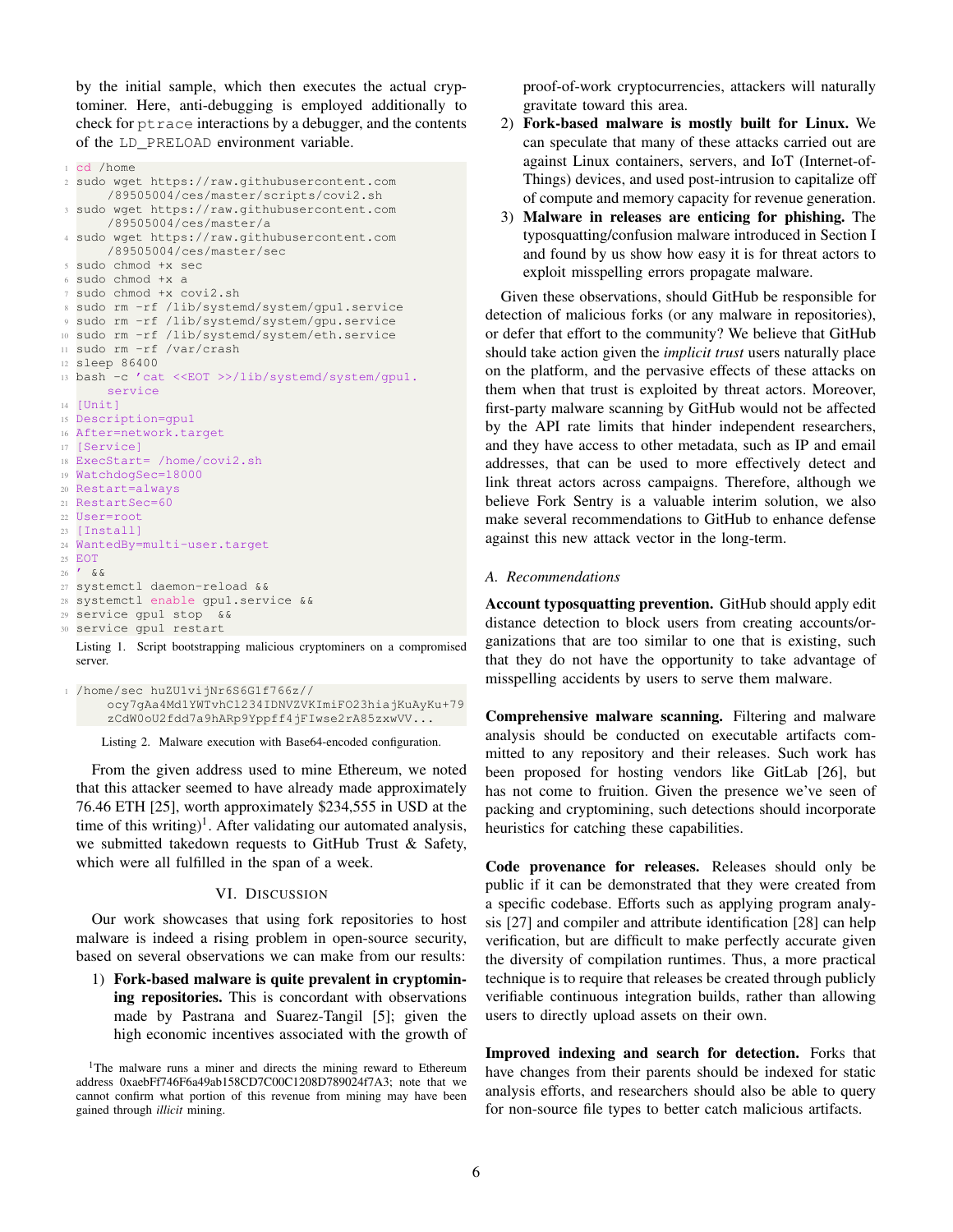by the initial sample, which then executes the actual cryptominer. Here, anti-debugging is employed additionally to check for `ptrace` interactions by a debugger, and the contents of the `LD_PRELOAD` environment variable.

```
cd /home
sudo wget https://raw.githubusercontent.com
    /89505004/ces/master/scripts/covi2.sh
sudo wget https://raw.githubusercontent.com
    /89505004/ces/master/a
sudo wget https://raw.githubusercontent.com
    /89505004/ces/master/sec
sudo chmod +x sec
sudo chmod +x a
sudo chmod +x covi2.sh
sudo rm -rf /lib/systemd/system/gpu1.service
sudo rm -rf /lib/systemd/system/gpu.service
sudo rm -rf /lib/systemd/system/eth.service
sudo rm -rf /var/crash
sleep 86400
bash -c 'cat <<EOT >>/lib/systemd/system/gpu1.
    service
[Unit]
Description=gpu1
After=network.target
[Service]
ExecStart= /home/covi2.sh
WatchdogSec=18000
Restart=always
RestartSec=60
User=root
[Install]
WantedBy=multi-user.target
EOT
' &&
systemctl daemon-reload &&
systemctl enable gpu1.service &&
service gpu1 stop  &&
service gpu1 restart
```

Listing 1. Script bootstrapping malicious cryptominers on a compromised server.

```
/home/sec huZUlvijNr6S6G1f766z//
    ocy7gAa4Md1YWTvhCl234IDNVZVKImiFO23hiajKuAyKu+79
    zCdW0oU2fdd7a9hARp9Yppff4jFIwse2rA85zxwVV...
```

Listing 2. Malware execution with Base64-encoded configuration.

From the given address used to mine Ethereum, we noted that this attacker seemed to have already made approximately 76.46 ETH [25], worth approximately $234,555 in USD at the time of this writing)[1]. After validating our automated analysis, we submitted takedown requests to GitHub Trust & Safety, which were all fulfilled in the span of a week.

## VI. Discussion

Our work showcases that using fork repositories to host malware is indeed a rising problem in open-source security, based on several observations we can make from our results:

1) **Fork-based malware is quite prevalent in cryptomining repositories.** This is concordant with observations made by Pastrana and Suarez-Tangil [5]; given the high economic incentives associated with the growth of proof-of-work cryptocurrencies, attackers will naturally gravitate toward this area.
2) **Fork-based malware is mostly built for Linux.** We can speculate that many of these attacks carried out are against Linux containers, servers, and IoT (Internet-of-Things) devices, and used post-intrusion to capitalize off of compute and memory capacity for revenue generation.
3) **Malware in releases are enticing for phishing.** The typosquatting/confusion malware introduced in Section I and found by us show how easy it is for threat actors to exploit misspelling errors propagate malware.

Given these observations, should GitHub be responsible for detection of malicious forks (or any malware in repositories), or defer that effort to the community? We believe that GitHub should take action given the *implicit trust* users naturally place on the platform, and the pervasive effects of these attacks on them when that trust is exploited by threat actors. Moreover, first-party malware scanning by GitHub would not be affected by the API rate limits that hinder independent researchers, and they have access to other metadata, such as IP and email addresses, that can be used to more effectively detect and link threat actors across campaigns. Therefore, although we believe Fork Sentry is a valuable interim solution, we also make several recommendations to GitHub to enhance defense against this new attack vector in the long-term.

### A. Recommendations

**Account typosquatting prevention.** GitHub should apply edit distance detection to block users from creating accounts/organizations that are too similar to one that is existing, such that they do not have the opportunity to take advantage of misspelling accidents by users to serve them malware.

**Comprehensive malware scanning.** Filtering and malware analysis should be conducted on executable artifacts committed to any repository and their releases. Such work has been proposed for hosting vendors like GitLab [26], but has not come to fruition. Given the presence we've seen of packing and cryptomining, such detections should incorporate heuristics for catching these capabilities.

**Code provenance for releases.** Releases should only be public if it can be demonstrated that they were created from a specific codebase. Efforts such as applying program analysis [27] and compiler and attribute identification [28] can help verification, but are difficult to make perfectly accurate given the diversity of compilation runtimes. Thus, a more practical technique is to require that releases be created through publicly verifiable continuous integration builds, rather than allowing users to directly upload assets on their own.

**Improved indexing and search for detection.** Forks that have changes from their parents should be indexed for static analysis efforts, and researchers should also be able to query for non-source file types to better catch malicious artifacts.

[1] The malware runs a miner and directs the mining reward to Ethereum address 0xaebFf746F6a49ab158CD7C00C1208D789024f7A3; note that we cannot confirm what portion of this revenue from mining may have been gained through *illicit* mining.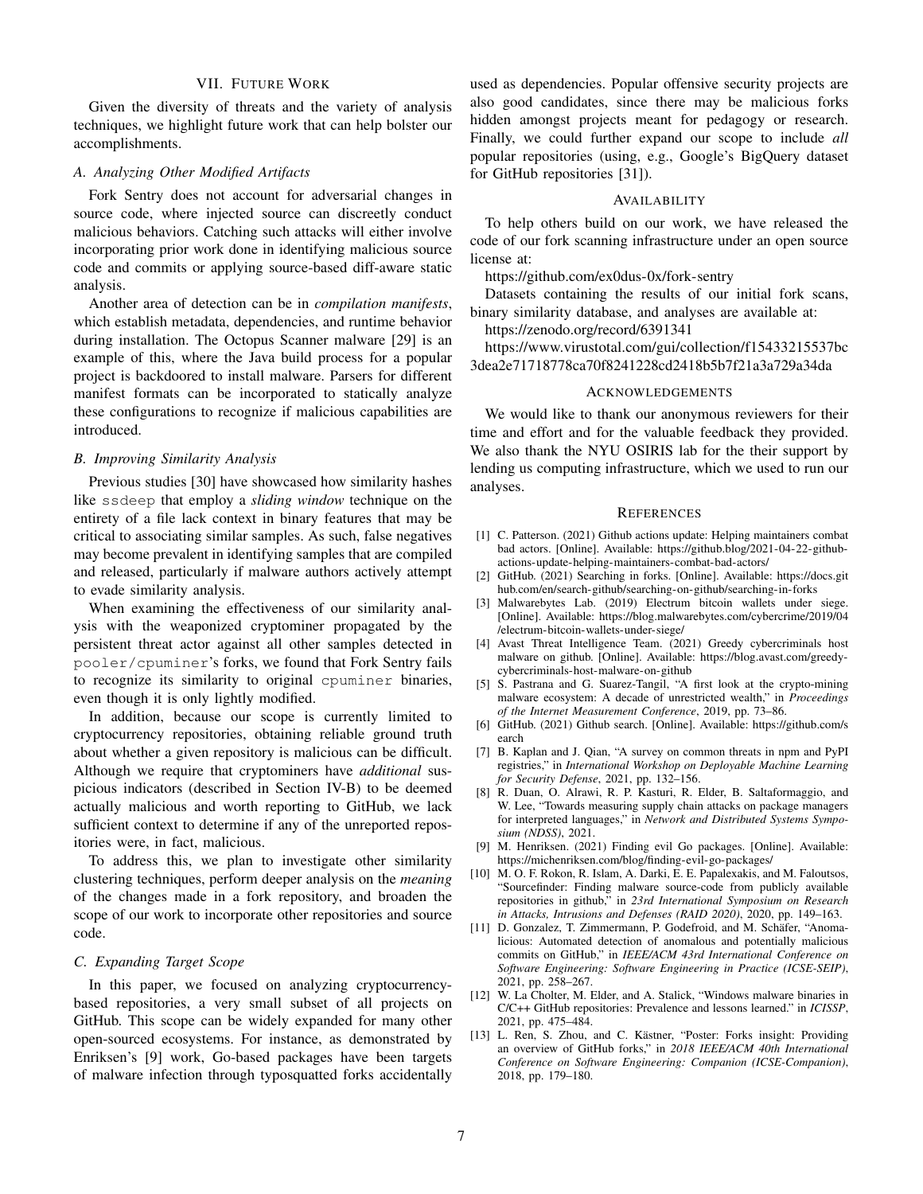## VII. Future Work

Given the diversity of threats and the variety of analysis techniques, we highlight future work that can help bolster our accomplishments.

### A. Analyzing Other Modified Artifacts

Fork Sentry does not account for adversarial changes in source code, where injected source can discreetly conduct malicious behaviors. Catching such attacks will either involve incorporating prior work done in identifying malicious source code and commits or applying source-based diff-aware static analysis.

Another area of detection can be in *compilation manifests*, which establish metadata, dependencies, and runtime behavior during installation. The Octopus Scanner malware [29] is an example of this, where the Java build process for a popular project is backdoored to install malware. Parsers for different manifest formats can be incorporated to statically analyze these configurations to recognize if malicious capabilities are introduced.

### B. Improving Similarity Analysis

Previous studies [30] have showcased how similarity hashes like `ssdeep` that employ a *sliding window* technique on the entirety of a file lack context in binary features that may be critical to associating similar samples. As such, false negatives may become prevalent in identifying samples that are compiled and released, particularly if malware authors actively attempt to evade similarity analysis.

When examining the effectiveness of our similarity analysis with the weaponized cryptominer propagated by the persistent threat actor against all other samples detected in `pooler/cpuminer`'s forks, we found that Fork Sentry fails to recognize its similarity to original `cpuminer` binaries, even though it is only lightly modified.

In addition, because our scope is currently limited to cryptocurrency repositories, obtaining reliable ground truth about whether a given repository is malicious can be difficult. Although we require that cryptominers have *additional* suspicious indicators (described in Section IV-B) to be deemed actually malicious and worth reporting to GitHub, we lack sufficient context to determine if any of the unreported repositories were, in fact, malicious.

To address this, we plan to investigate other similarity clustering techniques, perform deeper analysis on the *meaning* of the changes made in a fork repository, and broaden the scope of our work to incorporate other repositories and source code.

### C. Expanding Target Scope

In this paper, we focused on analyzing cryptocurrency-based repositories, a very small subset of all projects on GitHub. This scope can be widely expanded for many other open-sourced ecosystems. For instance, as demonstrated by Enriksen's [9] work, Go-based packages have been targets of malware infection through typosquatted forks accidentally used as dependencies. Popular offensive security projects are also good candidates, since there may be malicious forks hidden amongst projects meant for pedagogy or research. Finally, we could further expand our scope to include *all* popular repositories (using, e.g., Google's BigQuery dataset for GitHub repositories [31]).

## Availability

To help others build on our work, we have released the code of our fork scanning infrastructure under an open source license at:

https://github.com/ex0dus-0x/fork-sentry

Datasets containing the results of our initial fork scans, binary similarity database, and analyses are available at:

https://zenodo.org/record/6391341

https://www.virustotal.com/gui/collection/f15433215537bc3dea2e71718778ca70f8241228cd2418b5b7f21a3a729a34da

## Acknowledgements

We would like to thank our anonymous reviewers for their time and effort and for the valuable feedback they provided. We also thank the NYU OSIRIS lab for the their support by lending us computing infrastructure, which we used to run our analyses.

## References

[1] C. Patterson. (2021) Github actions update: Helping maintainers combat bad actors. [Online]. Available: https://github.blog/2021-04-22-github-actions-update-helping-maintainers-combat-bad-actors/

[2] GitHub. (2021) Searching in forks. [Online]. Available: https://docs.github.com/en/search-github/searching-on-github/searching-in-forks

[3] Malwarebytes Lab. (2019) Electrum bitcoin wallets under siege. [Online]. Available: https://blog.malwarebytes.com/cybercrime/2019/04/electrum-bitcoin-wallets-under-siege/

[4] Avast Threat Intelligence Team. (2021) Greedy cybercriminals host malware on github. [Online]. Available: https://blog.avast.com/greedy-cybercriminals-host-malware-on-github

[5] S. Pastrana and G. Suarez-Tangil, "A first look at the crypto-mining malware ecosystem: A decade of unrestricted wealth," in *Proceedings of the Internet Measurement Conference*, 2019, pp. 73–86.

[6] GitHub. (2021) Github search. [Online]. Available: https://github.com/search

[7] B. Kaplan and J. Qian, "A survey on common threats in npm and PyPI registries," in *International Workshop on Deployable Machine Learning for Security Defense*, 2021, pp. 132–156.

[8] R. Duan, O. Alrawi, R. P. Kasturi, R. Elder, B. Saltaformaggio, and W. Lee, "Towards measuring supply chain attacks on package managers for interpreted languages," in *Network and Distributed Systems Symposium (NDSS)*, 2021.

[9] M. Henriksen. (2021) Finding evil Go packages. [Online]. Available: https://michenriksen.com/blog/finding-evil-go-packages/

[10] M. O. F. Rokon, R. Islam, A. Darki, E. E. Papalexakis, and M. Faloutsos, "Sourcefinder: Finding malware source-code from publicly available repositories in github," in *23rd International Symposium on Research in Attacks, Intrusions and Defenses (RAID 2020)*, 2020, pp. 149–163.

[11] D. Gonzalez, T. Zimmermann, P. Godefroid, and M. Schäfer, "Anomalicious: Automated detection of anomalous and potentially malicious commits on GitHub," in *IEEE/ACM 43rd International Conference on Software Engineering: Software Engineering in Practice (ICSE-SEIP)*, 2021, pp. 258–267.

[12] W. La Cholter, M. Elder, and A. Stalick, "Windows malware binaries in C/C++ GitHub repositories: Prevalence and lessons learned." in *ICISSP*, 2021, pp. 475–484.

[13] L. Ren, S. Zhou, and C. Kästner, "Poster: Forks insight: Providing an overview of GitHub forks," in *2018 IEEE/ACM 40th International Conference on Software Engineering: Companion (ICSE-Companion)*, 2018, pp. 179–180.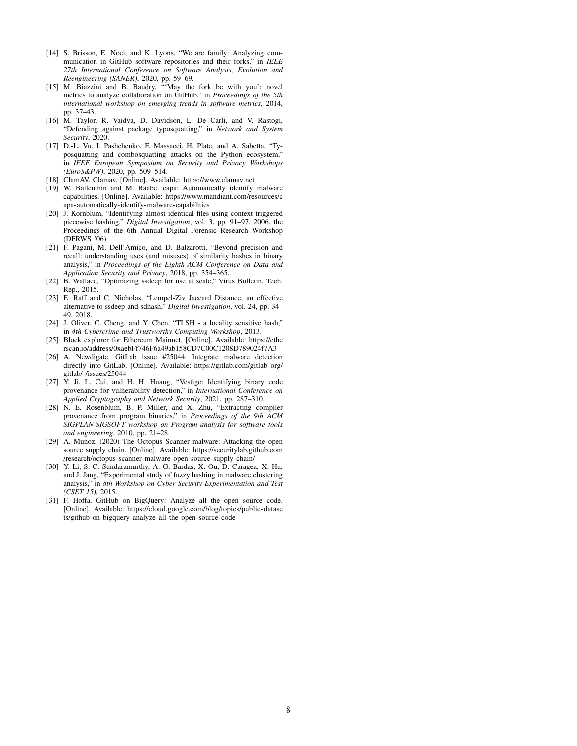[14] S. Brisson, E. Noei, and K. Lyons, “We are family: Analyzing communication in GitHub software repositories and their forks,” in *IEEE 27th International Conference on Software Analysis, Evolution and Reengineering (SANER)*, 2020, pp. 59–69.

[15] M. Biazzini and B. Baudry, “‘May the fork be with you’: novel metrics to analyze collaboration on GitHub,” in *Proceedings of the 5th international workshop on emerging trends in software metrics*, 2014, pp. 37–43.

[16] M. Taylor, R. Vaidya, D. Davidson, L. De Carli, and V. Rastogi, “Defending against package typosquatting,” in *Network and System Security*, 2020.

[17] D.-L. Vu, I. Pashchenko, F. Massacci, H. Plate, and A. Sabetta, “Typosquatting and combosquatting attacks on the Python ecosystem,” in *IEEE European Symposium on Security and Privacy Workshops (EuroS&PW)*, 2020, pp. 509–514.

[18] ClamAV. Clamav. [Online]. Available: https://www.clamav.net

[19] W. Ballenthin and M. Raabe. capa: Automatically identify malware capabilities. [Online]. Available: https://www.mandiant.com/resources/capa-automatically-identify-malware-capabilities

[20] J. Kornblum, “Identifying almost identical files using context triggered piecewise hashing,” *Digital Investigation*, vol. 3, pp. 91–97, 2006, the Proceedings of the 6th Annual Digital Forensic Research Workshop (DFRWS ’06).

[21] F. Pagani, M. Dell’Amico, and D. Balzarotti, “Beyond precision and recall: understanding uses (and misuses) of similarity hashes in binary analysis,” in *Proceedings of the Eighth ACM Conference on Data and Application Security and Privacy*, 2018, pp. 354–365.

[22] B. Wallace, “Optimizing ssdeep for use at scale,” Virus Bulletin, Tech. Rep., 2015.

[23] E. Raff and C. Nicholas, “Lempel-Ziv Jaccard Distance, an effective alternative to ssdeep and sdhash,” *Digital Investigation*, vol. 24, pp. 34–49, 2018.

[24] J. Oliver, C. Cheng, and Y. Chen, “TLSH - a locality sensitive hash,” in *4th Cybercrime and Trustworthy Computing Workshop*, 2013.

[25] Block explorer for Ethereum Mainnet. [Online]. Available: https://etherscan.io/address/0xaebFf746F6a49ab158CD7C00C1208D789024f7A3

[26] A. Newdigate. GitLab issue #25044: Integrate malware detection directly into GitLab. [Online]. Available: https://gitlab.com/gitlab-org/gitlab/-/issues/25044

[27] Y. Ji, L. Cui, and H. H. Huang, “Vestige: Identifying binary code provenance for vulnerability detection,” in *International Conference on Applied Cryptography and Network Security*, 2021, pp. 287–310.

[28] N. E. Rosenblum, B. P. Miller, and X. Zhu, “Extracting compiler provenance from program binaries,” in *Proceedings of the 9th ACM SIGPLAN-SIGSOFT workshop on Program analysis for software tools and engineering*, 2010, pp. 21–28.

[29] A. Munoz. (2020) The Octopus Scanner malware: Attacking the open source supply chain. [Online]. Available: https://securitylab.github.com/research/octopus-scanner-malware-open-source-supply-chain/

[30] Y. Li, S. C. Sundaramurthy, A. G. Bardas, X. Ou, D. Caragea, X. Hu, and J. Jang, “Experimental study of fuzzy hashing in malware clustering analysis,” in *8th Workshop on Cyber Security Experimentation and Test (CSET 15)*, 2015.

[31] F. Hoffa. GitHub on BigQuery: Analyze all the open source code. [Online]. Available: https://cloud.google.com/blog/topics/public-datasets/github-on-bigquery-analyze-all-the-open-source-code